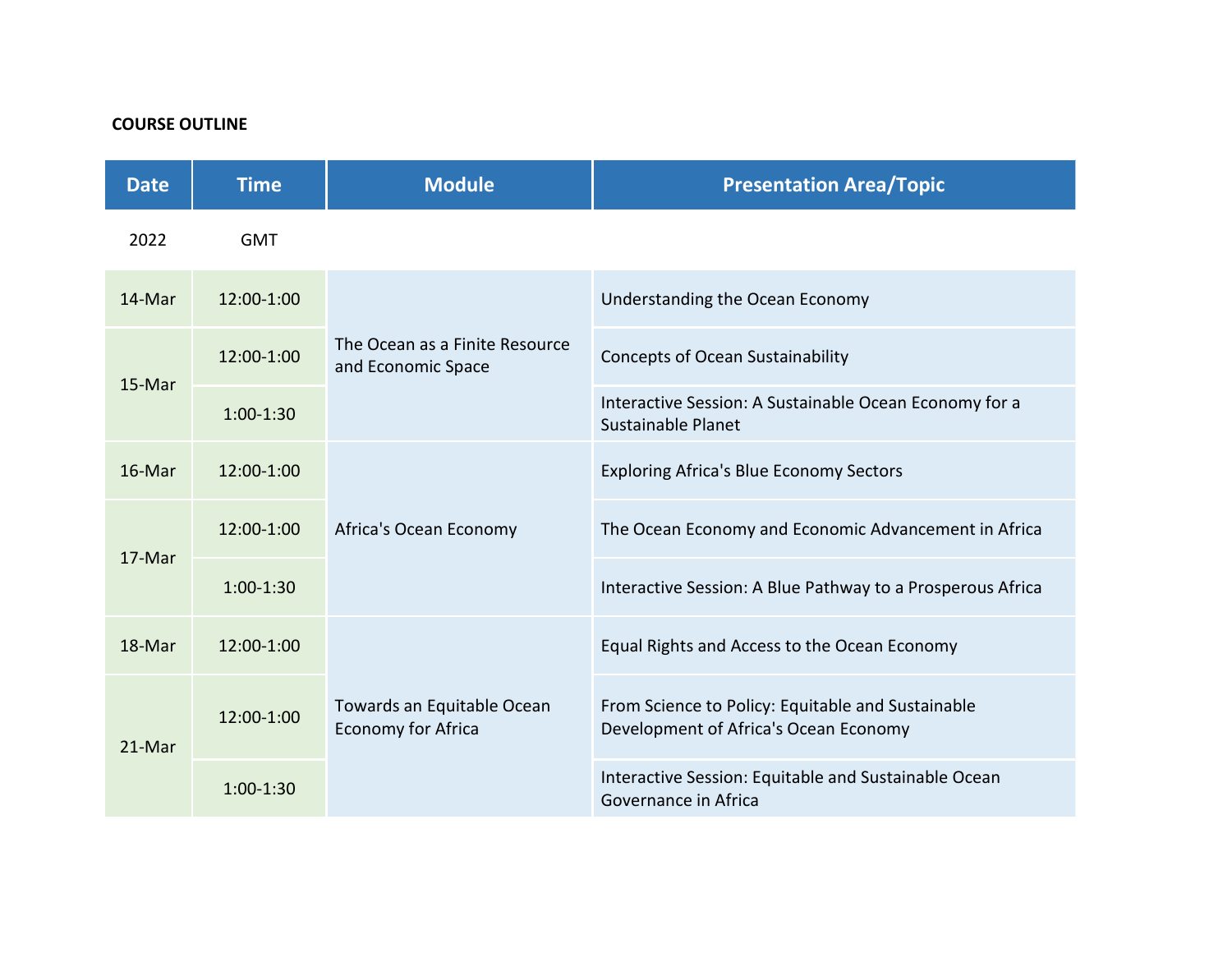**COURSE OUTLINE**

| Date | Time | Module | Presentation Area/Topic |
|---|---|---|---|
| 2022 | GMT | | |
| 14-Mar | 12:00-1:00 | The Ocean as a Finite Resource and Economic Space | Understanding the Ocean Economy |
| 15-Mar | 12:00-1:00 | | Concepts of Ocean Sustainability |
| | 1:00-1:30 | | Interactive Session: A Sustainable Ocean Economy for a Sustainable Planet |
| 16-Mar | 12:00-1:00 | Africa's Ocean Economy | Exploring Africa's Blue Economy Sectors |
| 17-Mar | 12:00-1:00 | | The Ocean Economy and Economic Advancement in Africa |
| | 1:00-1:30 | | Interactive Session: A Blue Pathway to a Prosperous Africa |
| 18-Mar | 12:00-1:00 | Towards an Equitable Ocean Economy for Africa | Equal Rights and Access to the Ocean Economy |
| 21-Mar | 12:00-1:00 | | From Science to Policy: Equitable and Sustainable Development of Africa's Ocean Economy |
| | 1:00-1:30 | | Interactive Session: Equitable and Sustainable Ocean Governance in Africa |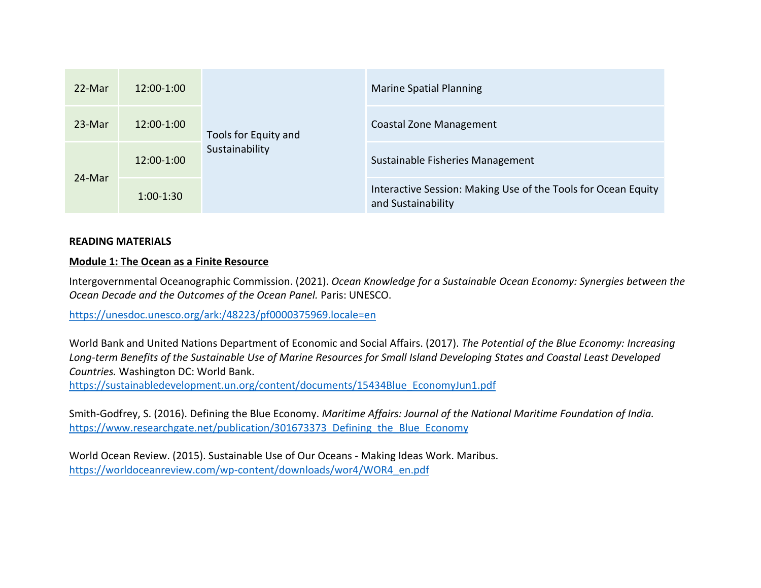| 22-Mar | 12:00-1:00 | Tools for Equity and Sustainability | Marine Spatial Planning |
|---|---|---|---|
| 23-Mar | 12:00-1:00 | | Coastal Zone Management |
| 24-Mar | 12:00-1:00 | | Sustainable Fisheries Management |
| | 1:00-1:30 | | Interactive Session: Making Use of the Tools for Ocean Equity and Sustainability |

**READING MATERIALS**

**Module 1: The Ocean as a Finite Resource**

Intergovernmental Oceanographic Commission. (2021). *Ocean Knowledge for a Sustainable Ocean Economy: Synergies between the Ocean Decade and the Outcomes of the Ocean Panel.* Paris: UNESCO.

https://unesdoc.unesco.org/ark:/48223/pf0000375969.locale=en

World Bank and United Nations Department of Economic and Social Affairs. (2017). *The Potential of the Blue Economy: Increasing Long-term Benefits of the Sustainable Use of Marine Resources for Small Island Developing States and Coastal Least Developed Countries.* Washington DC: World Bank.
https://sustainabledevelopment.un.org/content/documents/15434Blue_EconomyJun1.pdf

Smith-Godfrey, S. (2016). Defining the Blue Economy. *Maritime Affairs: Journal of the National Maritime Foundation of India.*
https://www.researchgate.net/publication/301673373_Defining_the_Blue_Economy

World Ocean Review. (2015). Sustainable Use of Our Oceans - Making Ideas Work. Maribus.
https://worldoceanreview.com/wp-content/downloads/wor4/WOR4_en.pdf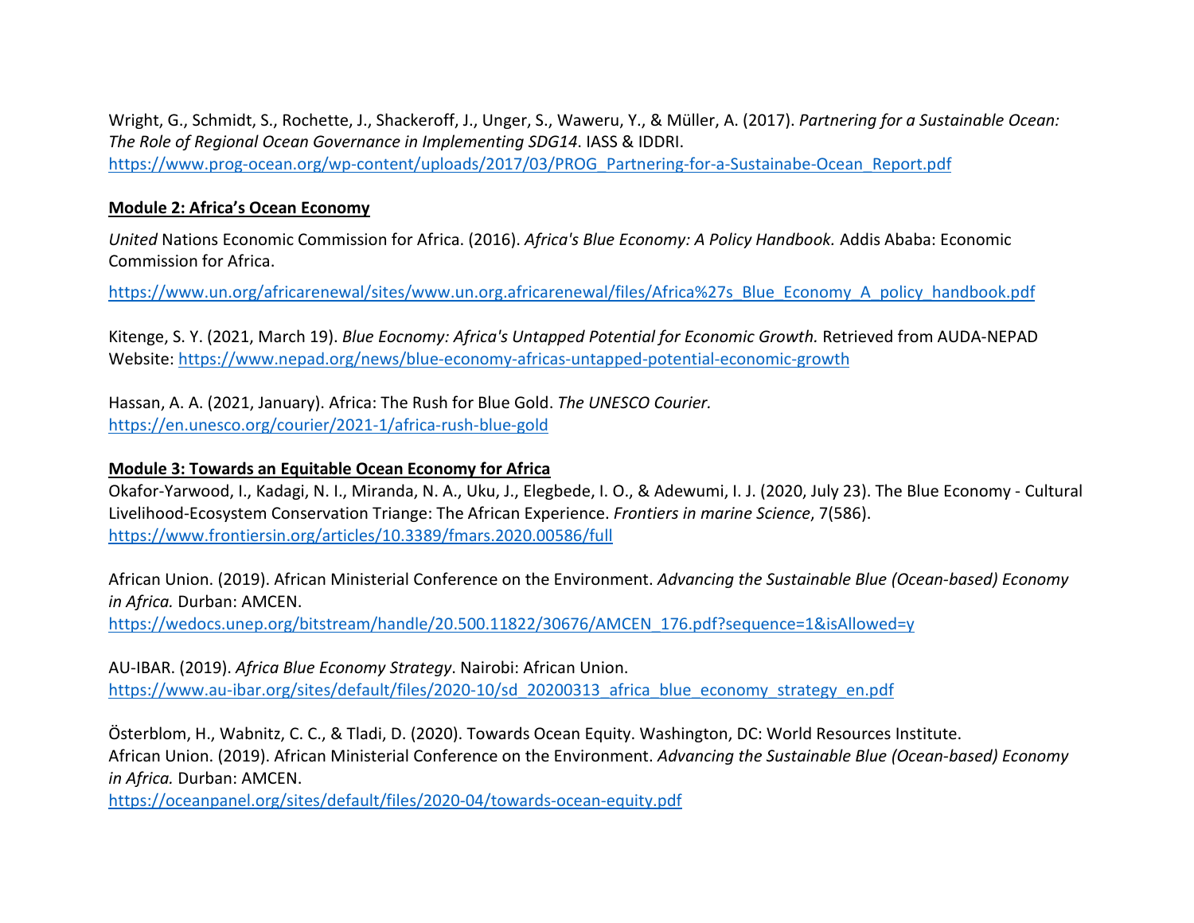Wright, G., Schmidt, S., Rochette, J., Shackeroff, J., Unger, S., Waweru, Y., & Müller, A. (2017). *Partnering for a Sustainable Ocean: The Role of Regional Ocean Governance in Implementing SDG14*. IASS & IDDRI.
https://www.prog-ocean.org/wp-content/uploads/2017/03/PROG_Partnering-for-a-Sustainabe-Ocean_Report.pdf

**Module 2: Africa's Ocean Economy**

*United* Nations Economic Commission for Africa. (2016). *Africa's Blue Economy: A Policy Handbook.* Addis Ababa: Economic Commission for Africa.

https://www.un.org/africarenewal/sites/www.un.org.africarenewal/files/Africa%27s_Blue_Economy_A_policy_handbook.pdf

Kitenge, S. Y. (2021, March 19). *Blue Eocnomy: Africa's Untapped Potential for Economic Growth.* Retrieved from AUDA-NEPAD Website: https://www.nepad.org/news/blue-economy-africas-untapped-potential-economic-growth

Hassan, A. A. (2021, January). Africa: The Rush for Blue Gold. *The UNESCO Courier.*
https://en.unesco.org/courier/2021-1/africa-rush-blue-gold

**Module 3: Towards an Equitable Ocean Economy for Africa**

Okafor-Yarwood, I., Kadagi, N. I., Miranda, N. A., Uku, J., Elegbede, I. O., & Adewumi, I. J. (2020, July 23). The Blue Economy - Cultural Livelihood-Ecosystem Conservation Triange: The African Experience. *Frontiers in marine Science*, 7(586).
https://www.frontiersin.org/articles/10.3389/fmars.2020.00586/full

African Union. (2019). African Ministerial Conference on the Environment. *Advancing the Sustainable Blue (Ocean-based) Economy in Africa.* Durban: AMCEN.
https://wedocs.unep.org/bitstream/handle/20.500.11822/30676/AMCEN_176.pdf?sequence=1&isAllowed=y

AU-IBAR. (2019). *Africa Blue Economy Strategy*. Nairobi: African Union.
https://www.au-ibar.org/sites/default/files/2020-10/sd_20200313_africa_blue_economy_strategy_en.pdf

Österblom, H., Wabnitz, C. C., & Tladi, D. (2020). Towards Ocean Equity. Washington, DC: World Resources Institute.
African Union. (2019). African Ministerial Conference on the Environment. *Advancing the Sustainable Blue (Ocean-based) Economy in Africa.* Durban: AMCEN.
https://oceanpanel.org/sites/default/files/2020-04/towards-ocean-equity.pdf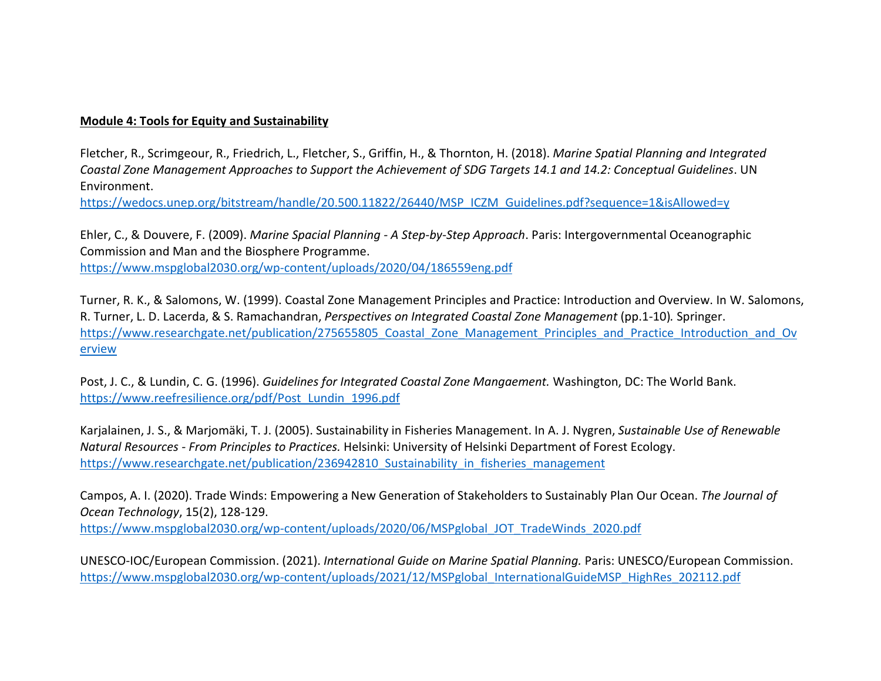**Module 4: Tools for Equity and Sustainability**

Fletcher, R., Scrimgeour, R., Friedrich, L., Fletcher, S., Griffin, H., & Thornton, H. (2018). *Marine Spatial Planning and Integrated Coastal Zone Management Approaches to Support the Achievement of SDG Targets 14.1 and 14.2: Conceptual Guidelines*. UN Environment.
https://wedocs.unep.org/bitstream/handle/20.500.11822/26440/MSP_ICZM_Guidelines.pdf?sequence=1&isAllowed=y

Ehler, C., & Douvere, F. (2009). *Marine Spacial Planning - A Step-by-Step Approach*. Paris: Intergovernmental Oceanographic Commission and Man and the Biosphere Programme.
https://www.mspglobal2030.org/wp-content/uploads/2020/04/186559eng.pdf

Turner, R. K., & Salomons, W. (1999). Coastal Zone Management Principles and Practice: Introduction and Overview. In W. Salomons, R. Turner, L. D. Lacerda, & S. Ramachandran, *Perspectives on Integrated Coastal Zone Management* (pp.1-10)*.* Springer.
https://www.researchgate.net/publication/275655805_Coastal_Zone_Management_Principles_and_Practice_Introduction_and_Overview

Post, J. C., & Lundin, C. G. (1996). *Guidelines for Integrated Coastal Zone Mangaement.* Washington, DC: The World Bank.
https://www.reefresilience.org/pdf/Post_Lundin_1996.pdf

Karjalainen, J. S., & Marjomäki, T. J. (2005). Sustainability in Fisheries Management. In A. J. Nygren, *Sustainable Use of Renewable Natural Resources - From Principles to Practices.* Helsinki: University of Helsinki Department of Forest Ecology.
https://www.researchgate.net/publication/236942810_Sustainability_in_fisheries_management

Campos, A. I. (2020). Trade Winds: Empowering a New Generation of Stakeholders to Sustainably Plan Our Ocean. *The Journal of Ocean Technology*, 15(2), 128-129.
https://www.mspglobal2030.org/wp-content/uploads/2020/06/MSPglobal_JOT_TradeWinds_2020.pdf

UNESCO-IOC/European Commission. (2021). *International Guide on Marine Spatial Planning.* Paris: UNESCO/European Commission.
https://www.mspglobal2030.org/wp-content/uploads/2021/12/MSPglobal_InternationalGuideMSP_HighRes_202112.pdf